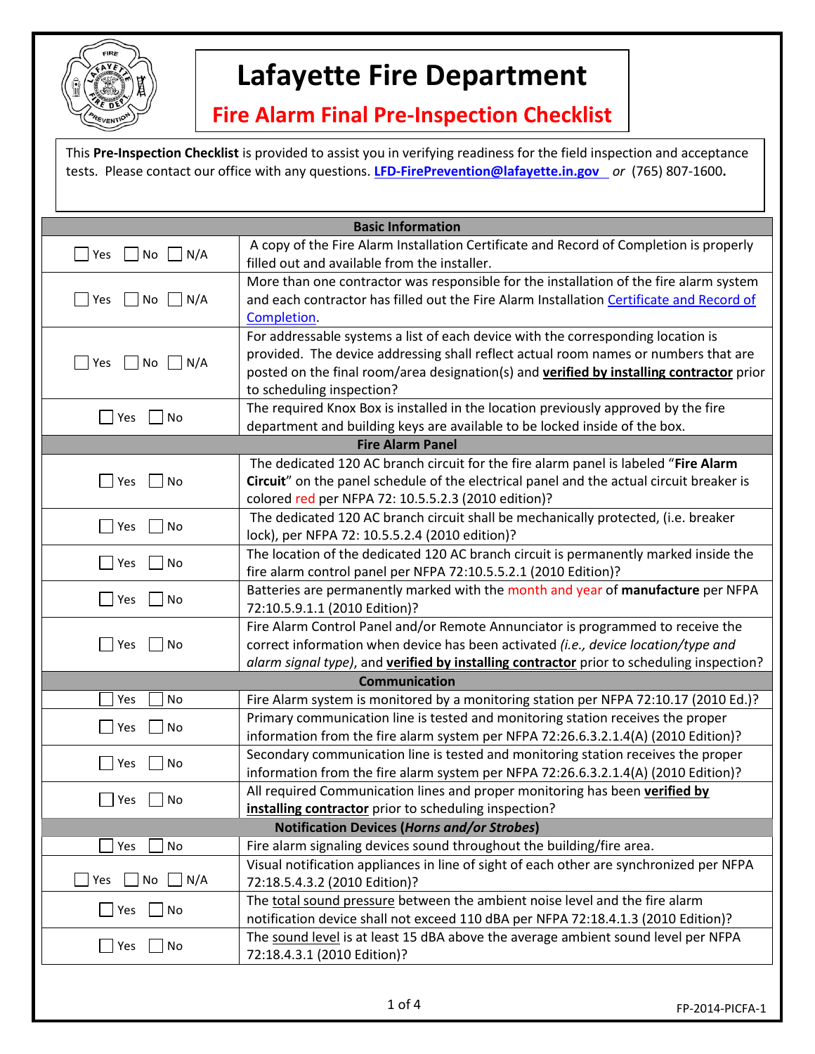# Lafayette Fire Department

## Fire Alarm Final Pre-Inspection Checklist

This **Pre-Inspection Checklist** is provided to assist you in verifying readiness for the field inspection and acceptance tests. Please contact our office with any questions. **LFD-FirePrevention@lafayette.in.gov** *or* (765) 807-1600**.**

| Basic Information | |
|---|---|
| ☐ Yes ☐ No ☐ N/A | A copy of the Fire Alarm Installation Certificate and Record of Completion is properly filled out and available from the installer. |
| ☐ Yes ☐ No ☐ N/A | More than one contractor was responsible for the installation of the fire alarm system and each contractor has filled out the Fire Alarm Installation Certificate and Record of Completion. |
| ☐ Yes ☐ No ☐ N/A | For addressable systems a list of each device with the corresponding location is provided. The device addressing shall reflect actual room names or numbers that are posted on the final room/area designation(s) and **verified by installing contractor** prior to scheduling inspection? |
| ☐ Yes ☐ No | The required Knox Box is installed in the location previously approved by the fire department and building keys are available to be locked inside of the box. |
| **Fire Alarm Panel** | |
| ☐ Yes ☐ No | The dedicated 120 AC branch circuit for the fire alarm panel is labeled "**Fire Alarm Circuit**" on the panel schedule of the electrical panel and the actual circuit breaker is colored red per NFPA 72: 10.5.5.2.3 (2010 edition)? |
| ☐ Yes ☐ No | The dedicated 120 AC branch circuit shall be mechanically protected, (i.e. breaker lock), per NFPA 72: 10.5.5.2.4 (2010 edition)? |
| ☐ Yes ☐ No | The location of the dedicated 120 AC branch circuit is permanently marked inside the fire alarm control panel per NFPA 72:10.5.5.2.1 (2010 Edition)? |
| ☐ Yes ☐ No | Batteries are permanently marked with the month and year of **manufacture** per NFPA 72:10.5.9.1.1 (2010 Edition)? |
| ☐ Yes ☐ No | Fire Alarm Control Panel and/or Remote Annunciator is programmed to receive the correct information when device has been activated *(i.e., device location/type and alarm signal type)*, and **verified by installing contractor** prior to scheduling inspection? |
| **Communication** | |
| ☐ Yes ☐ No | Fire Alarm system is monitored by a monitoring station per NFPA 72:10.17 (2010 Ed.)? |
| ☐ Yes ☐ No | Primary communication line is tested and monitoring station receives the proper information from the fire alarm system per NFPA 72:26.6.3.2.1.4(A) (2010 Edition)? |
| ☐ Yes ☐ No | Secondary communication line is tested and monitoring station receives the proper information from the fire alarm system per NFPA 72:26.6.3.2.1.4(A) (2010 Edition)? |
| ☐ Yes ☐ No | All required Communication lines and proper monitoring has been **verified by installing contractor** prior to scheduling inspection? |
| **Notification Devices (*Horns and/or Strobes*)** | |
| ☐ Yes ☐ No | Fire alarm signaling devices sound throughout the building/fire area. |
| ☐ Yes ☐ No ☐ N/A | Visual notification appliances in line of sight of each other are synchronized per NFPA 72:18.5.4.3.2 (2010 Edition)? |
| ☐ Yes ☐ No | The total sound pressure between the ambient noise level and the fire alarm notification device shall not exceed 110 dBA per NFPA 72:18.4.1.3 (2010 Edition)? |
| ☐ Yes ☐ No | The sound level is at least 15 dBA above the average ambient sound level per NFPA 72:18.4.3.1 (2010 Edition)? |

FP-2014-PICFA-1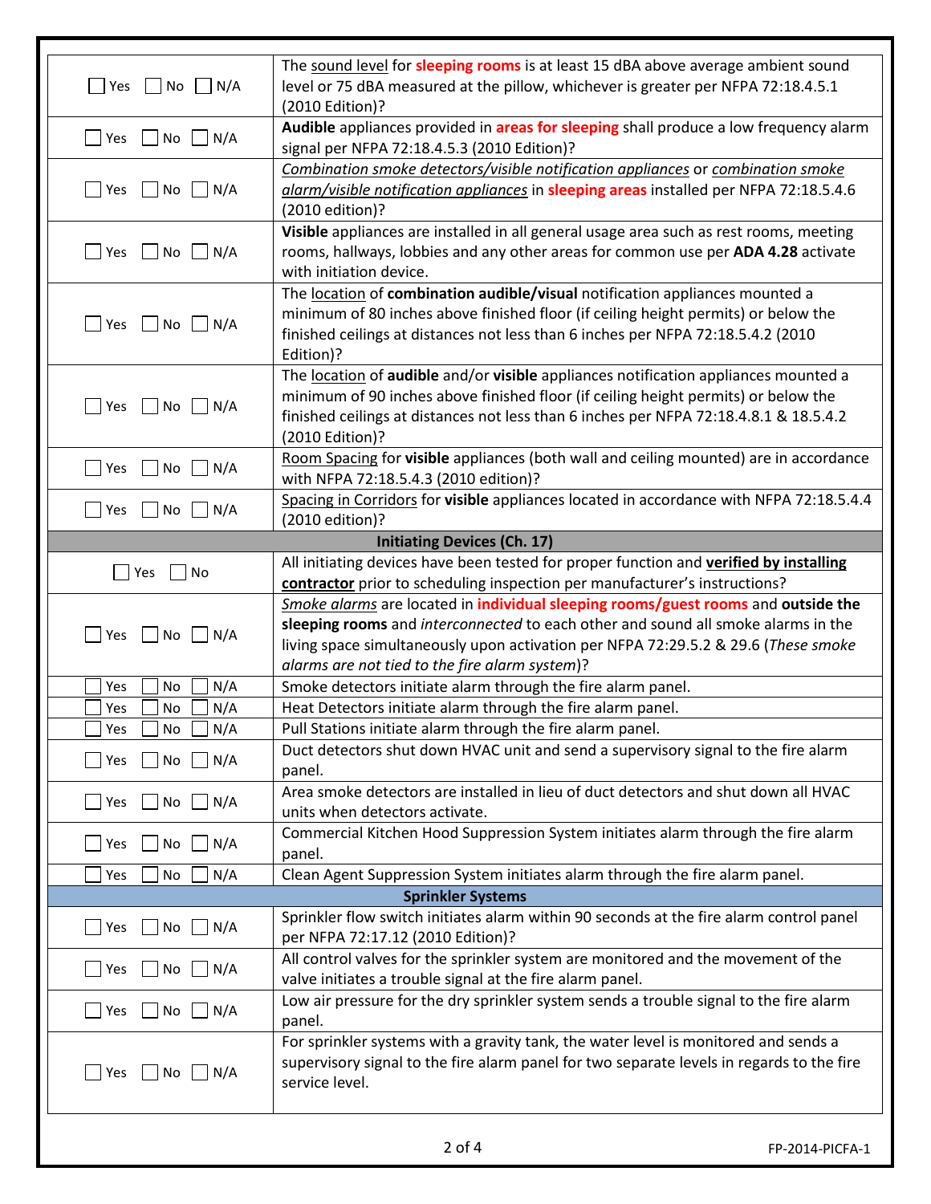| | |
|---|---|
| ☐ Yes ☐ No ☐ N/A | The sound level for **sleeping rooms** is at least 15 dBA above average ambient sound level or 75 dBA measured at the pillow, whichever is greater per NFPA 72:18.4.5.1 (2010 Edition)? |
| ☐ Yes ☐ No ☐ N/A | **Audible** appliances provided in **areas for sleeping** shall produce a low frequency alarm signal per NFPA 72:18.4.5.3 (2010 Edition)? |
| ☐ Yes ☐ No ☐ N/A | *Combination smoke detectors/visible notification appliances* or *combination smoke alarm/visible notification appliances* in **sleeping areas** installed per NFPA 72:18.5.4.6 (2010 edition)? |
| ☐ Yes ☐ No ☐ N/A | **Visible** appliances are installed in all general usage area such as rest rooms, meeting rooms, hallways, lobbies and any other areas for common use per **ADA 4.28** activate with initiation device. |
| ☐ Yes ☐ No ☐ N/A | The location of **combination audible/visual** notification appliances mounted a minimum of 80 inches above finished floor (if ceiling height permits) or below the finished ceilings at distances not less than 6 inches per NFPA 72:18.5.4.2 (2010 Edition)? |
| ☐ Yes ☐ No ☐ N/A | The location of **audible** and/or **visible** appliances notification appliances mounted a minimum of 90 inches above finished floor (if ceiling height permits) or below the finished ceilings at distances not less than 6 inches per NFPA 72:18.4.8.1 & 18.5.4.2 (2010 Edition)? |
| ☐ Yes ☐ No ☐ N/A | Room Spacing for **visible** appliances (both wall and ceiling mounted) are in accordance with NFPA 72:18.5.4.3 (2010 edition)? |
| ☐ Yes ☐ No ☐ N/A | Spacing in Corridors for **visible** appliances located in accordance with NFPA 72:18.5.4.4 (2010 edition)? |
| **Initiating Devices (Ch. 17)** | |
| ☐ Yes ☐ No | All initiating devices have been tested for proper function and **verified by installing contractor** prior to scheduling inspection per manufacturer's instructions? |
| ☐ Yes ☐ No ☐ N/A | *Smoke alarms* are located in **individual sleeping rooms/guest rooms** and **outside the sleeping rooms** and *interconnected* to each other and sound all smoke alarms in the living space simultaneously upon activation per NFPA 72:29.5.2 & 29.6 (*These smoke alarms are not tied to the fire alarm system*)? |
| ☐ Yes ☐ No ☐ N/A | Smoke detectors initiate alarm through the fire alarm panel. |
| ☐ Yes ☐ No ☐ N/A | Heat Detectors initiate alarm through the fire alarm panel. |
| ☐ Yes ☐ No ☐ N/A | Pull Stations initiate alarm through the fire alarm panel. |
| ☐ Yes ☐ No ☐ N/A | Duct detectors shut down HVAC unit and send a supervisory signal to the fire alarm panel. |
| ☐ Yes ☐ No ☐ N/A | Area smoke detectors are installed in lieu of duct detectors and shut down all HVAC units when detectors activate. |
| ☐ Yes ☐ No ☐ N/A | Commercial Kitchen Hood Suppression System initiates alarm through the fire alarm panel. |
| ☐ Yes ☐ No ☐ N/A | Clean Agent Suppression System initiates alarm through the fire alarm panel. |
| **Sprinkler Systems** | |
| ☐ Yes ☐ No ☐ N/A | Sprinkler flow switch initiates alarm within 90 seconds at the fire alarm control panel per NFPA 72:17.12 (2010 Edition)? |
| ☐ Yes ☐ No ☐ N/A | All control valves for the sprinkler system are monitored and the movement of the valve initiates a trouble signal at the fire alarm panel. |
| ☐ Yes ☐ No ☐ N/A | Low air pressure for the dry sprinkler system sends a trouble signal to the fire alarm panel. |
| ☐ Yes ☐ No ☐ N/A | For sprinkler systems with a gravity tank, the water level is monitored and sends a supervisory signal to the fire alarm panel for two separate levels in regards to the fire service level. |

FP-2014-PICFA-1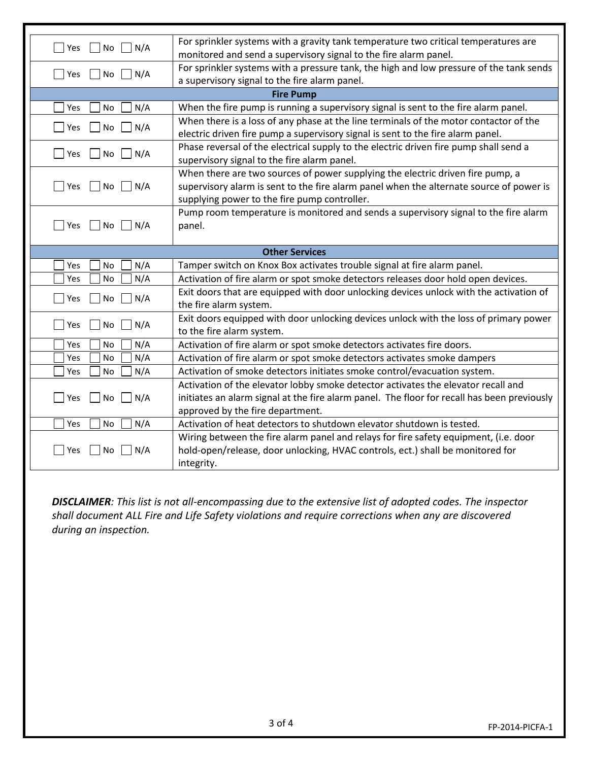| | |
|---|---|
| ☐ Yes ☐ No ☐ N/A | For sprinkler systems with a gravity tank temperature two critical temperatures are monitored and send a supervisory signal to the fire alarm panel. |
| ☐ Yes ☐ No ☐ N/A | For sprinkler systems with a pressure tank, the high and low pressure of the tank sends a supervisory signal to the fire alarm panel. |
| **Fire Pump** | |
| ☐ Yes ☐ No ☐ N/A | When the fire pump is running a supervisory signal is sent to the fire alarm panel. |
| ☐ Yes ☐ No ☐ N/A | When there is a loss of any phase at the line terminals of the motor contactor of the electric driven fire pump a supervisory signal is sent to the fire alarm panel. |
| ☐ Yes ☐ No ☐ N/A | Phase reversal of the electrical supply to the electric driven fire pump shall send a supervisory signal to the fire alarm panel. |
| ☐ Yes ☐ No ☐ N/A | When there are two sources of power supplying the electric driven fire pump, a supervisory alarm is sent to the fire alarm panel when the alternate source of power is supplying power to the fire pump controller. |
| ☐ Yes ☐ No ☐ N/A | Pump room temperature is monitored and sends a supervisory signal to the fire alarm panel. |
| **Other Services** | |
| ☐ Yes ☐ No ☐ N/A | Tamper switch on Knox Box activates trouble signal at fire alarm panel. |
| ☐ Yes ☐ No ☐ N/A | Activation of fire alarm or spot smoke detectors releases door hold open devices. |
| ☐ Yes ☐ No ☐ N/A | Exit doors that are equipped with door unlocking devices unlock with the activation of the fire alarm system. |
| ☐ Yes ☐ No ☐ N/A | Exit doors equipped with door unlocking devices unlock with the loss of primary power to the fire alarm system. |
| ☐ Yes ☐ No ☐ N/A | Activation of fire alarm or spot smoke detectors activates fire doors. |
| ☐ Yes ☐ No ☐ N/A | Activation of fire alarm or spot smoke detectors activates smoke dampers |
| ☐ Yes ☐ No ☐ N/A | Activation of smoke detectors initiates smoke control/evacuation system. |
| ☐ Yes ☐ No ☐ N/A | Activation of the elevator lobby smoke detector activates the elevator recall and initiates an alarm signal at the fire alarm panel. The floor for recall has been previously approved by the fire department. |
| ☐ Yes ☐ No ☐ N/A | Activation of heat detectors to shutdown elevator shutdown is tested. |
| ☐ Yes ☐ No ☐ N/A | Wiring between the fire alarm panel and relays for fire safety equipment, (i.e. door hold-open/release, door unlocking, HVAC controls, ect.) shall be monitored for integrity. |

***DISCLAIMER**: This list is not all-encompassing due to the extensive list of adopted codes. The inspector shall document ALL Fire and Life Safety violations and require corrections when any are discovered during an inspection.*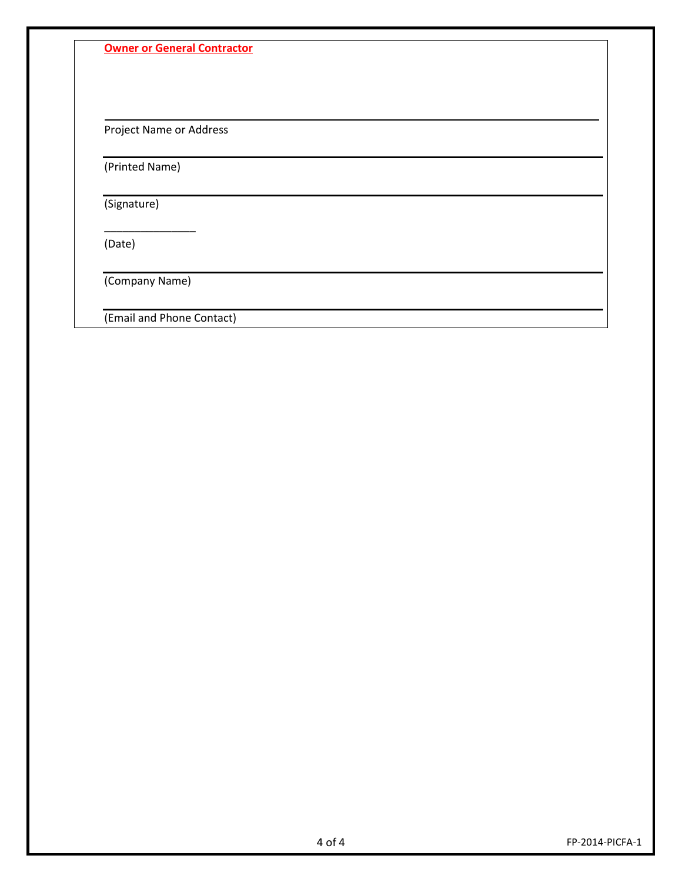**Owner or General Contractor**

\_\_\_\_\_\_\_\_\_\_\_\_\_\_\_\_\_\_\_\_\_\_\_\_\_\_\_\_\_\_\_\_\_\_\_\_\_\_\_\_\_\_\_\_

Project Name or Address

\_\_\_\_\_\_\_\_\_\_\_\_\_\_\_\_\_\_\_\_\_\_\_\_\_\_\_\_\_\_\_\_\_\_\_\_\_\_\_\_\_\_\_\_

(Printed Name)

\_\_\_\_\_\_\_\_\_\_\_\_\_\_\_\_\_\_\_\_\_\_\_\_\_\_\_\_\_\_\_\_\_\_\_\_\_\_\_\_\_\_\_\_

(Signature)

\_\_\_\_\_\_\_\_\_\_\_\_\_\_\_\_

(Date)

\_\_\_\_\_\_\_\_\_\_\_\_\_\_\_\_\_\_\_\_\_\_\_\_\_\_\_\_\_\_\_\_\_\_\_\_\_\_\_\_\_\_\_\_

(Company Name)

\_\_\_\_\_\_\_\_\_\_\_\_\_\_\_\_\_\_\_\_\_\_\_\_\_\_\_\_\_\_\_\_\_\_\_\_\_\_\_\_\_\_\_\_

(Email and Phone Contact)

FP-2014-PICFA-1